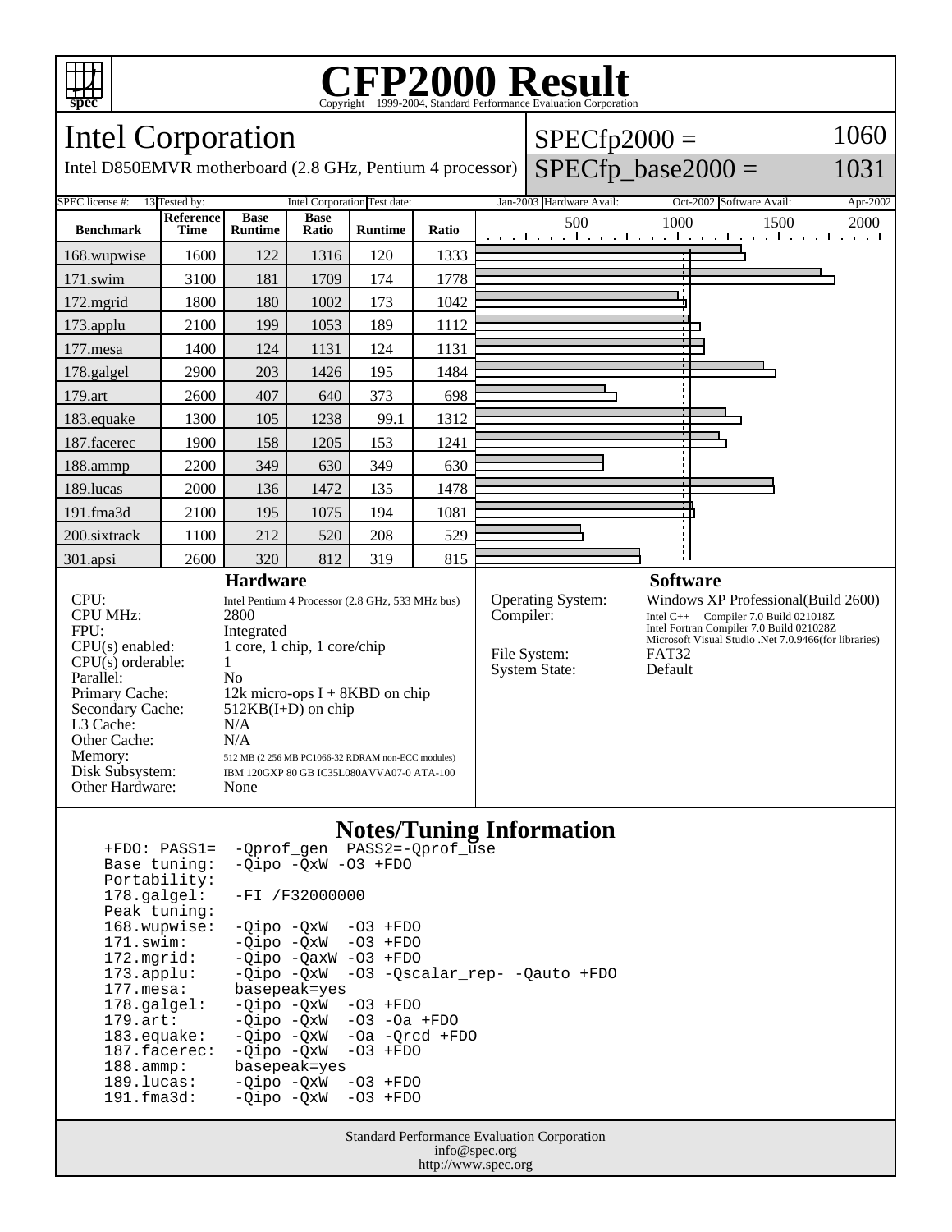# CFP2000 Result

Copyright 1999-2004, Standard Performance Evaluation Corporation

## Intel Corporation

Intel D850EMVR motherboard (2.8 GHz, Pentium 4 processor)

SPECfp2000 = 1060

SPECfp_base2000 = 1031

SPEC license #: 13 | Tested by: Intel Corporation | Test date: Jan-2003 | Hardware Avail: Oct-2002 | Software Avail: Apr-2002

| Benchmark | Reference Time | Base Runtime | Base Ratio | Runtime | Ratio |
|---|---|---|---|---|---|
| 168.wupwise | 1600 | 122 | 1316 | 120 | 1333 |
| 171.swim | 3100 | 181 | 1709 | 174 | 1778 |
| 172.mgrid | 1800 | 180 | 1002 | 173 | 1042 |
| 173.applu | 2100 | 199 | 1053 | 189 | 1112 |
| 177.mesa | 1400 | 124 | 1131 | 124 | 1131 |
| 178.galgel | 2900 | 203 | 1426 | 195 | 1484 |
| 179.art | 2600 | 407 | 640 | 373 | 698 |
| 183.equake | 1300 | 105 | 1238 | 99.1 | 1312 |
| 187.facerec | 1900 | 158 | 1205 | 153 | 1241 |
| 188.ammp | 2200 | 349 | 630 | 349 | 630 |
| 189.lucas | 2000 | 136 | 1472 | 135 | 1478 |
| 191.fma3d | 2100 | 195 | 1075 | 194 | 1081 |
| 200.sixtrack | 1100 | 212 | 520 | 208 | 529 |
| 301.apsi | 2600 | 320 | 812 | 319 | 815 |

### Hardware

| | |
|---|---|
| CPU: | Intel Pentium 4 Processor (2.8 GHz, 533 MHz bus) |
| CPU MHz: | 2800 |
| FPU: | Integrated |
| CPU(s) enabled: | 1 core, 1 chip, 1 core/chip |
| CPU(s) orderable: | 1 |
| Parallel: | No |
| Primary Cache: | 12k micro-ops I + 8KBD on chip |
| Secondary Cache: | 512KB(I+D) on chip |
| L3 Cache: | N/A |
| Other Cache: | N/A |
| Memory: | 512 MB (2 256 MB PC1066-32 RDRAM non-ECC modules) |
| Disk Subsystem: | IBM 120GXP 80 GB IC35L080AVVA07-0 ATA-100 |
| Other Hardware: | None |

### Software

| | |
|---|---|
| Operating System: | Windows XP Professional(Build 2600) |
| Compiler: | Intel C++ Compiler 7.0 Build 021018Z<br>Intel Fortran Compiler 7.0 Build 021028Z<br>Microsoft Visual Studio .Net 7.0.9466(for libraries) |
| File System: | FAT32 |
| System State: | Default |

### Notes/Tuning Information

```
+FDO: PASS1=   -Qprof_gen  PASS2=-Qprof_use
Base tuning:   -Qipo -QxW -O3 +FDO
Portability:
178.galgel:    -FI /F32000000
Peak tuning:
168.wupwise:   -Qipo -QxW  -O3 +FDO
171.swim:      -Qipo -QxW  -O3 +FDO
172.mgrid:     -Qipo -QaxW -O3 +FDO
173.applu:     -Qipo -QxW  -O3 -Qscalar_rep- -Qauto +FDO
177.mesa:      basepeak=yes
178.galgel:    -Qipo -QxW  -O3 +FDO
179.art:       -Qipo -QxW  -O3 -Oa +FDO
183.equake:    -Qipo -QxW  -Oa -Qrcd +FDO
187.facerec:   -Qipo -QxW  -O3 +FDO
188.ammp:      basepeak=yes
189.lucas:     -Qipo -QxW  -O3 +FDO
191.fma3d:     -Qipo -QxW  -O3 +FDO
```

Standard Performance Evaluation Corporation
info@spec.org
http://www.spec.org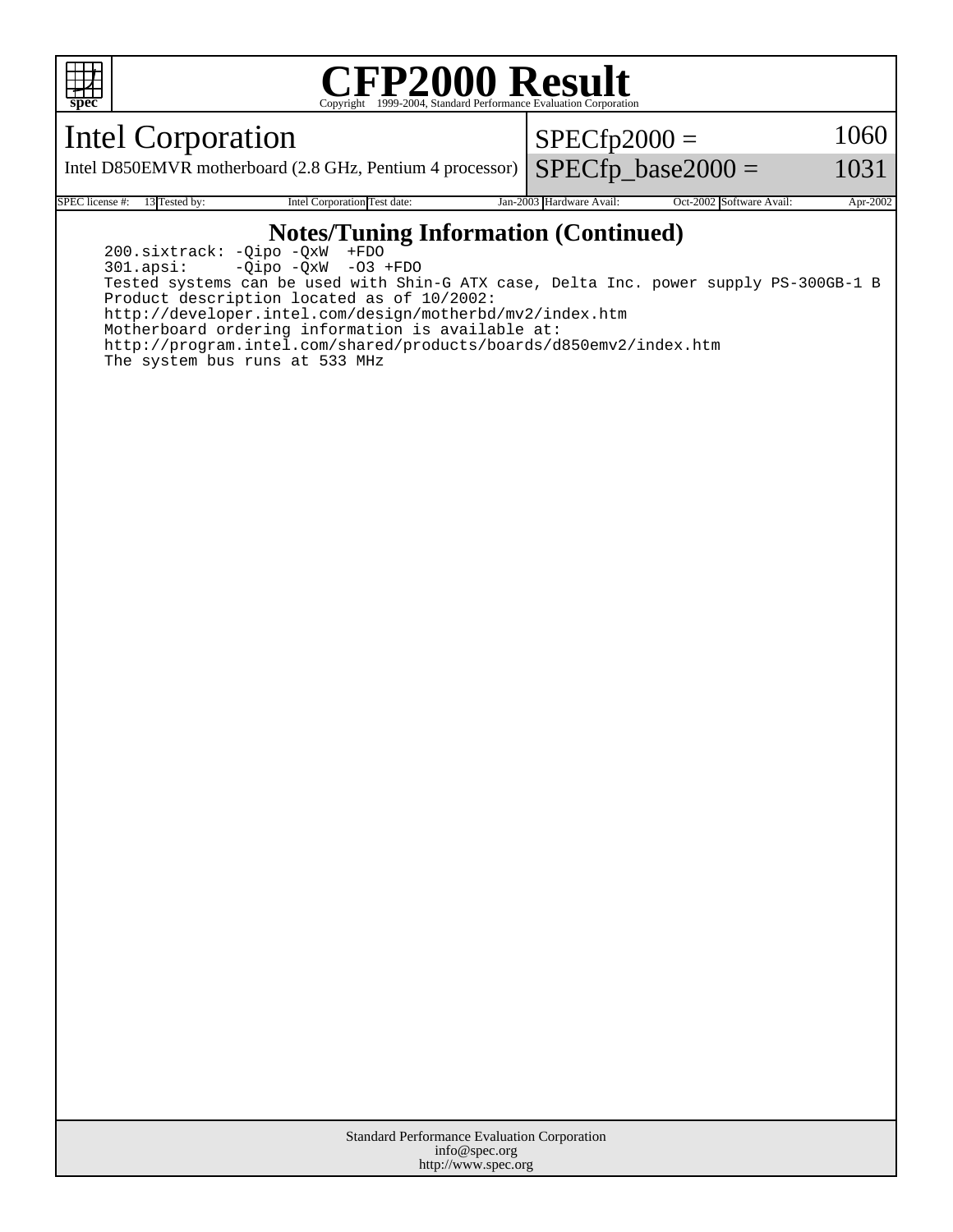# CFP2000 Result

Copyright 1999-2004, Standard Performance Evaluation Corporation

## Intel Corporation

Intel D850EMVR motherboard (2.8 GHz, Pentium 4 processor)

SPECfp2000 = 1060

SPECfp_base2000 = 1031

| SPEC license #: | 13 | Tested by: | Intel Corporation | Test date: | Jan-2003 | Hardware Avail: | Oct-2002 | Software Avail: | Apr-2002 |
|---|---|---|---|---|---|---|---|---|---|

## Notes/Tuning Information (Continued)

```
200.sixtrack: -Qipo -QxW  +FDO
301.apsi:     -Qipo -QxW  -O3 +FDO
Tested systems can be used with Shin-G ATX case, Delta Inc. power supply PS-300GB-1 B
Product description located as of 10/2002:
http://developer.intel.com/design/motherbd/mv2/index.htm
Motherboard ordering information is available at:
http://program.intel.com/shared/products/boards/d850emv2/index.htm
The system bus runs at 533 MHz
```

Standard Performance Evaluation Corporation
info@spec.org
http://www.spec.org